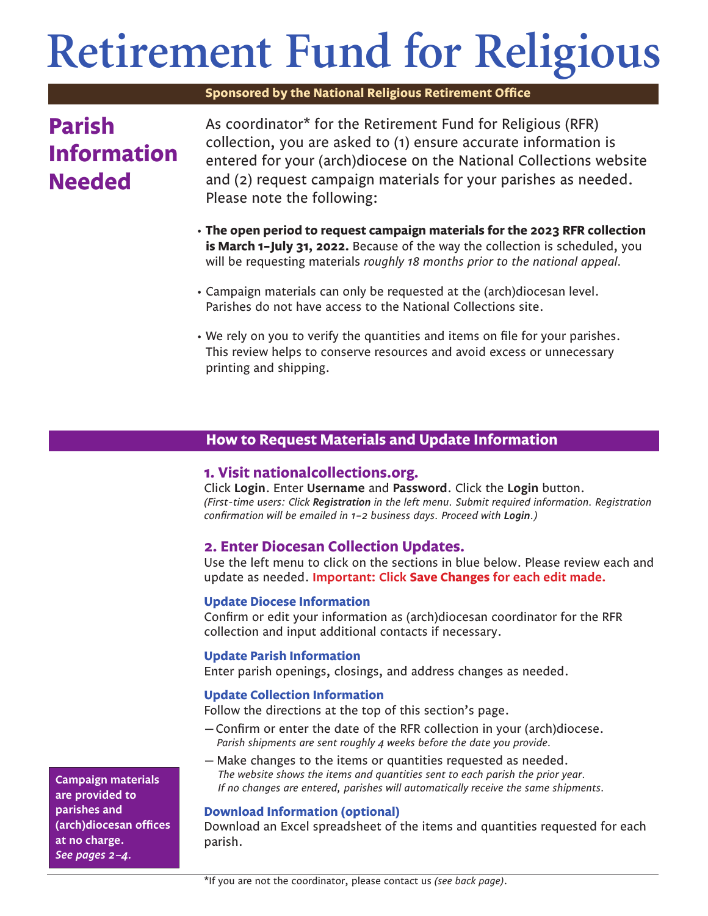# Retirement Fund for Religious

**Sponsored by the National Religious Retirement Office**

## Parish Information Needed

As coordinator* for the Retirement Fund for Religious (RFR) collection, you are asked to (1) ensure accurate information is entered for your (arch)diocese on the National Collections website and (2) request campaign materials for your parishes as needed. Please note the following:

- **The open period to request campaign materials for the 2023 RFR collection is March 1–July 31, 2022.** Because of the way the collection is scheduled, you will be requesting materials *roughly 18 months prior to the national appeal.*
- Campaign materials can only be requested at the (arch)diocesan level. Parishes do not have access to the National Collections site.
- We rely on you to verify the quantities and items on file for your parishes. This review helps to conserve resources and avoid excess or unnecessary printing and shipping.

## How to Request Materials and Update Information

### 1. Visit nationalcollections.org.

Click **Login**. Enter **Username** and **Password**. Click the **Login** button.
*(First-time users: Click **Registration** in the left menu. Submit required information. Registration confirmation will be emailed in 1–2 business days. Proceed with **Login**.)*

### 2. Enter Diocesan Collection Updates.

Use the left menu to click on the sections in blue below. Please review each and update as needed. **Important: Click Save Changes for each edit made.**

#### Update Diocese Information

Confirm or edit your information as (arch)diocesan coordinator for the RFR collection and input additional contacts if necessary.

#### Update Parish Information

Enter parish openings, closings, and address changes as needed.

#### Update Collection Information

Follow the directions at the top of this section's page.

- Confirm or enter the date of the RFR collection in your (arch)diocese.
  *Parish shipments are sent roughly 4 weeks before the date you provide.*
- Make changes to the items or quantities requested as needed.
  *The website shows the items and quantities sent to each parish the prior year. If no changes are entered, parishes will automatically receive the same shipments.*

#### Download Information (optional)

Download an Excel spreadsheet of the items and quantities requested for each parish.

**Campaign materials are provided to parishes and (arch)diocesan offices at no charge.** ***See pages 2–4.***

*If you are not the coordinator, please contact us *(see back page)*.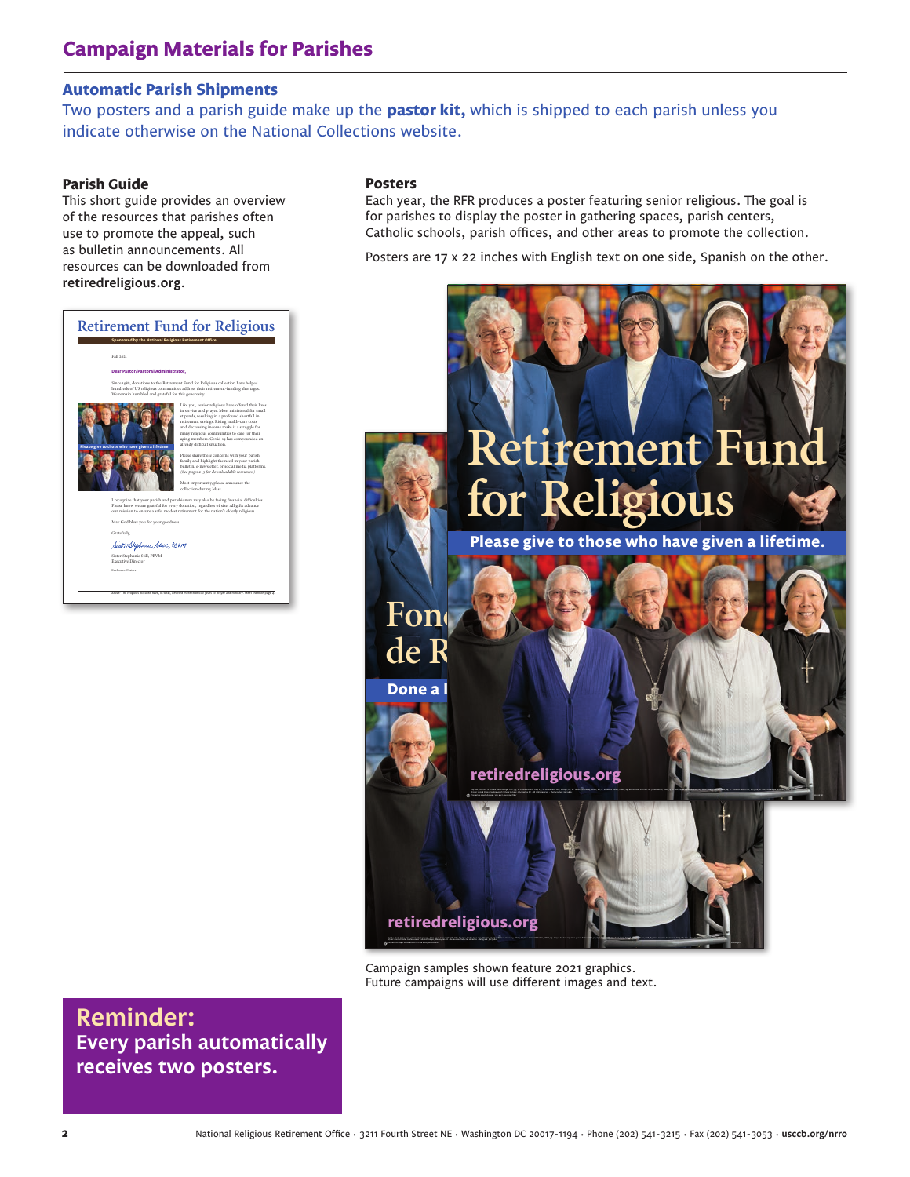# Campaign Materials for Parishes

## Automatic Parish Shipments

Two posters and a parish guide make up the **pastor kit,** which is shipped to each parish unless you indicate otherwise on the National Collections website.

### Parish Guide

This short guide provides an overview of the resources that parishes often use to promote the appeal, such as bulletin announcements. All resources can be downloaded from **retiredreligious.org**.

### Posters

Each year, the RFR produces a poster featuring senior religious. The goal is for parishes to display the poster in gathering spaces, parish centers, Catholic schools, parish offices, and other areas to promote the collection.

Posters are 17 x 22 inches with English text on one side, Spanish on the other.

Campaign samples shown feature 2021 graphics. Future campaigns will use different images and text.

**Reminder:**
**Every parish automatically receives two posters.**

National Religious Retirement Office • 3211 Fourth Street NE • Washington DC 20017-1194 • Phone (202) 541-3215 • Fax (202) 541-3053 • **usccb.org/nrro**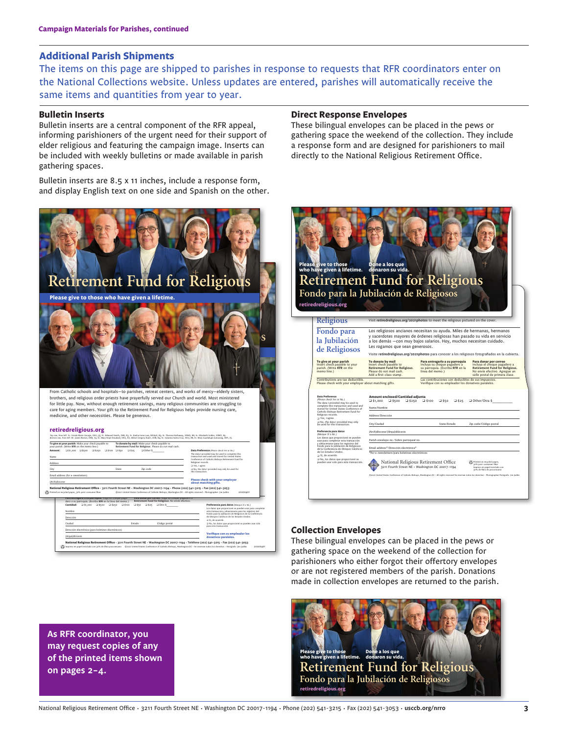## Additional Parish Shipments

The items on this page are shipped to parishes in response to requests that RFR coordinators enter on the National Collections website. Unless updates are entered, parishes will automatically receive the same items and quantities from year to year.

### Bulletin Inserts

Bulletin inserts are a central component of the RFR appeal, informing parishioners of the urgent need for their support of elder religious and featuring the campaign image. Inserts can be included with weekly bulletins or made available in parish gathering spaces.

Bulletin inserts are 8.5 x 11 inches, include a response form, and display English text on one side and Spanish on the other.

### Direct Response Envelopes

These bilingual envelopes can be placed in the pews or gathering space the weekend of the collection. They include a response form and are designed for parishioners to mail directly to the National Religious Retirement Office.

### Collection Envelopes

These bilingual envelopes can be placed in the pews or gathering space on the weekend of the collection for parishioners who either forgot their offertory envelopes or are not registered members of the parish. Donations made in collection envelopes are returned to the parish.

**As RFR coordinator, you may request copies of any of the printed items shown on pages 2–4.**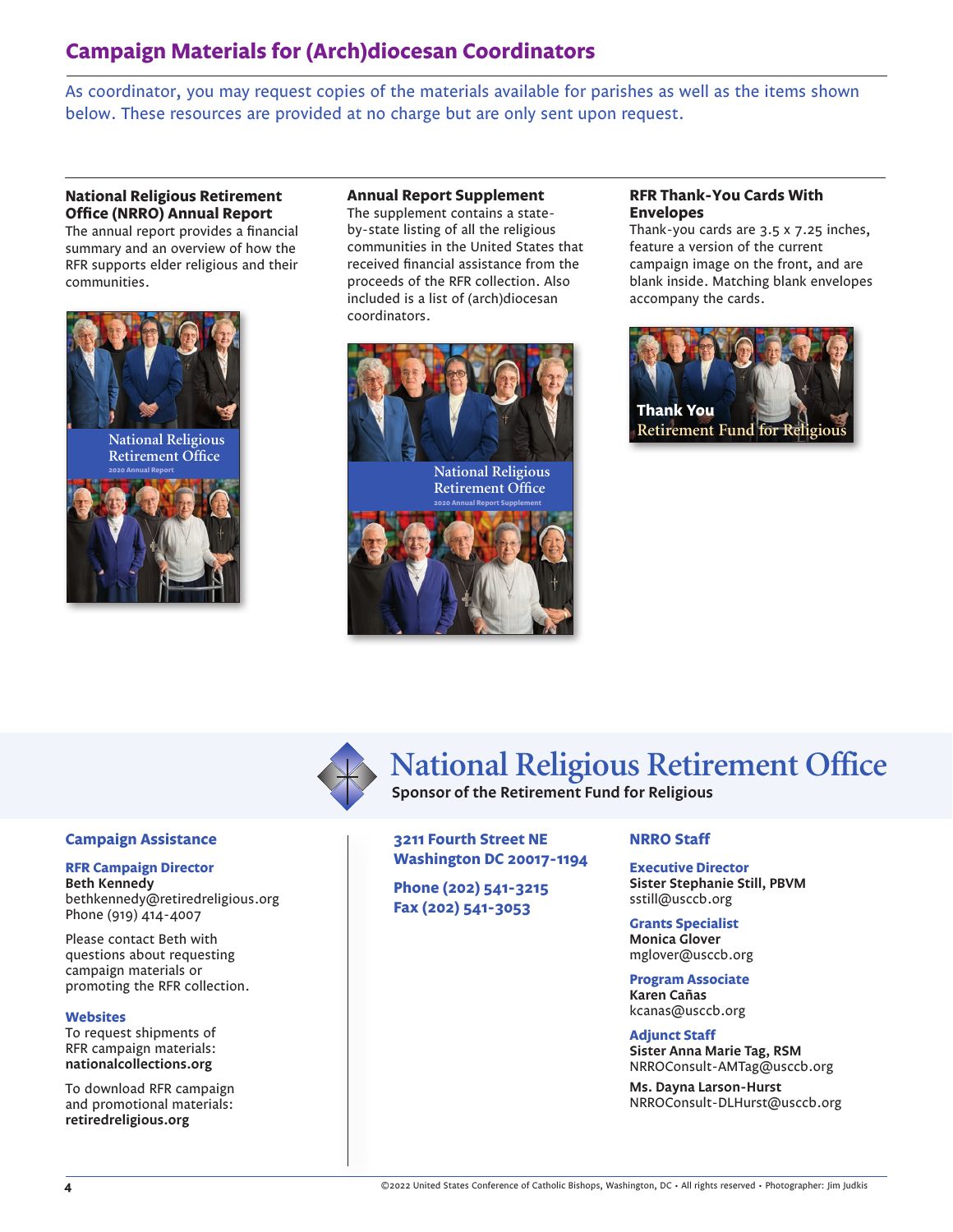## Campaign Materials for (Arch)diocesan Coordinators

As coordinator, you may request copies of the materials available for parishes as well as the items shown below. These resources are provided at no charge but are only sent upon request.

**National Religious Retirement Office (NRRO) Annual Report**
The annual report provides a financial summary and an overview of how the RFR supports elder religious and their communities.

**Annual Report Supplement**
The supplement contains a state-by-state listing of all the religious communities in the United States that received financial assistance from the proceeds of the RFR collection. Also included is a list of (arch)diocesan coordinators.

**RFR Thank-You Cards With Envelopes**
Thank-you cards are 3.5 x 7.25 inches, feature a version of the current campaign image on the front, and are blank inside. Matching blank envelopes accompany the cards.

# National Religious Retirement Office

**Sponsor of the Retirement Fund for Religious**

### Campaign Assistance

**RFR Campaign Director**
**Beth Kennedy**
bethkennedy@retiredreligious.org
Phone (919) 414-4007

Please contact Beth with questions about requesting campaign materials or promoting the RFR collection.

**Websites**
To request shipments of RFR campaign materials:
**nationalcollections.org**

To download RFR campaign and promotional materials:
**retiredreligious.org**

**3211 Fourth Street NE**
**Washington DC 20017-1194**

**Phone (202) 541-3215**
**Fax (202) 541-3053**

### NRRO Staff

**Executive Director**
**Sister Stephanie Still, PBVM**
sstill@usccb.org

**Grants Specialist**
**Monica Glover**
mglover@usccb.org

**Program Associate**
**Karen Cañas**
kcanas@usccb.org

**Adjunct Staff**
**Sister Anna Marie Tag, RSM**
NRROConsult-AMTag@usccb.org

**Ms. Dayna Larson-Hurst**
NRROConsult-DLHurst@usccb.org

©2022 United States Conference of Catholic Bishops, Washington, DC • All rights reserved • Photographer: Jim Judkis